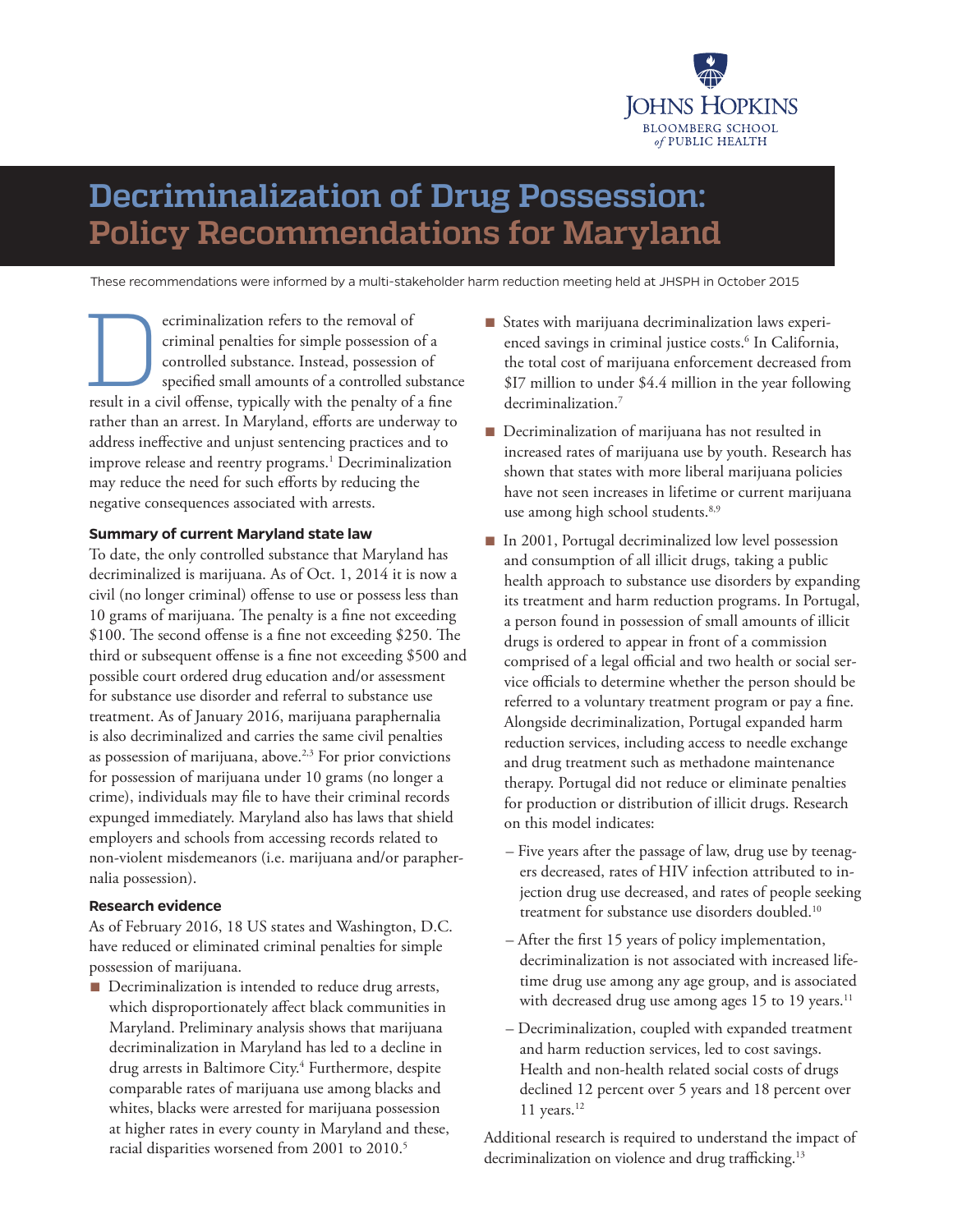Johns Hopkins Bloomberg School of Public Health

# Decrimination of Drug Possession: Policy Recommendations for Maryland

These recommendations were informed by a multi-stakeholder harm reduction meeting held at JHSPH in October 2015

Decriminalization refers to the removal of criminal penalties for simple possession of a controlled substance. Instead, possession of specified small amounts of a controlled substance result in a civil offense, typically with the penalty of a fine rather than an arrest. In Maryland, efforts are underway to address ineffective and unjust sentencing practices and to improve release and reentry programs.[1] Decriminalization may reduce the need for such efforts by reducing the negative consequences associated with arrests.

### Summary of current Maryland state law

To date, the only controlled substance that Maryland has decriminalized is marijuana. As of Oct. 1, 2014 it is now a civil (no longer criminal) offense to use or possess less than 10 grams of marijuana. The penalty is a fine not exceeding $100. The second offense is a fine not exceeding $250. The third or subsequent offense is a fine not exceeding $500 and possible court ordered drug education and/or assessment for substance use disorder and referral to substance use treatment. As of January 2016, marijuana paraphernalia is also decriminalized and carries the same civil penalties as possession of marijuana, above.[2,3] For prior convictions for possession of marijuana under 10 grams (no longer a crime), individuals may file to have their criminal records expunged immediately. Maryland also has laws that shield employers and schools from accessing records related to non-violent misdemeanors (i.e. marijuana and/or paraphernalia possession).

### Research evidence

As of February 2016, 18 US states and Washington, D.C. have reduced or eliminated criminal penalties for simple possession of marijuana.

- Decriminalization is intended to reduce drug arrests, which disproportionately affect black communities in Maryland. Preliminary analysis shows that marijuana decriminalization in Maryland has led to a decline in drug arrests in Baltimore City.[4] Furthermore, despite comparable rates of marijuana use among blacks and whites, blacks were arrested for marijuana possession at higher rates in every county in Maryland and these, racial disparities worsened from 2001 to 2010.[5]
- States with marijuana decriminalization laws experienced savings in criminal justice costs.[6] In California, the total cost of marijuana enforcement decreased from $17 million to under $4.4 million in the year following decriminalization.[7]
- Decriminalization of marijuana has not resulted in increased rates of marijuana use by youth. Research has shown that states with more liberal marijuana policies have not seen increases in lifetime or current marijuana use among high school students.[8,9]
- In 2001, Portugal decriminalized low level possession and consumption of all illicit drugs, taking a public health approach to substance use disorders by expanding its treatment and harm reduction programs. In Portugal, a person found in possession of small amounts of illicit drugs is ordered to appear in front of a commission comprised of a legal official and two health or social service officials to determine whether the person should be referred to a voluntary treatment program or pay a fine. Alongside decriminalization, Portugal expanded harm reduction services, including access to needle exchange and drug treatment such as methadone maintenance therapy. Portugal did not reduce or eliminate penalties for production or distribution of illicit drugs. Research on this model indicates:
  - Five years after the passage of law, drug use by teenagers decreased, rates of HIV infection attributed to injection drug use decreased, and rates of people seeking treatment for substance use disorders doubled.[10]
  - After the first 15 years of policy implementation, decriminalization is not associated with increased lifetime drug use among any age group, and is associated with decreased drug use among ages 15 to 19 years.[11]
  - Decriminalization, coupled with expanded treatment and harm reduction services, led to cost savings. Health and non-health related social costs of drugs declined 12 percent over 5 years and 18 percent over 11 years.[12]

Additional research is required to understand the impact of decriminalization on violence and drug trafficking.[13]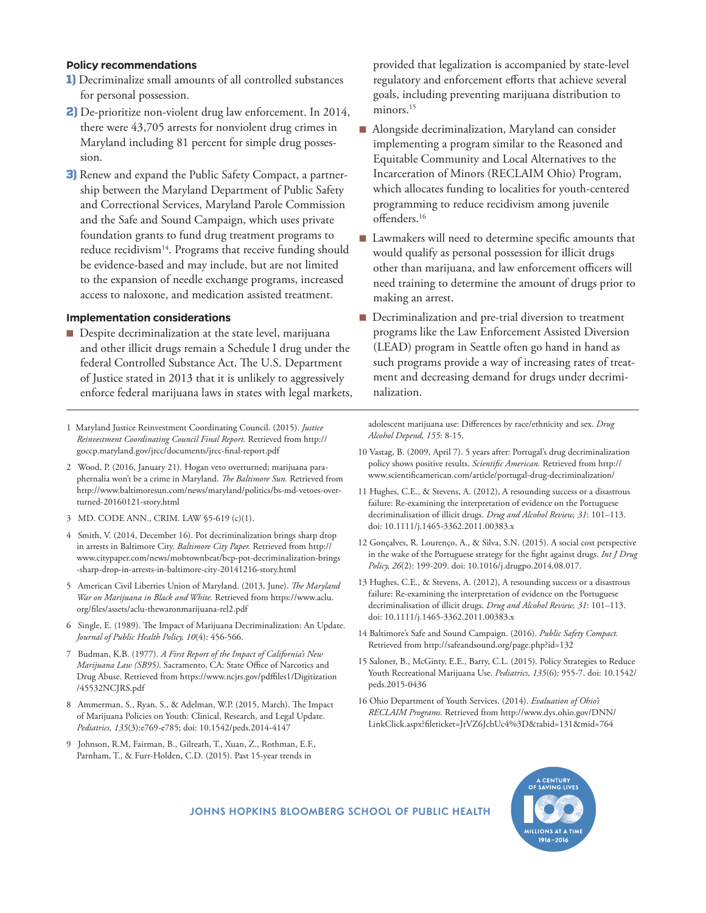### Policy recommendations

1) Decriminalize small amounts of all controlled substances for personal possession.

2) De-prioritize non-violent drug law enforcement. In 2014, there were 43,705 arrests for nonviolent drug crimes in Maryland including 81 percent for simple drug possession.

3) Renew and expand the Public Safety Compact, a partnership between the Maryland Department of Public Safety and Correctional Services, Maryland Parole Commission and the Safe and Sound Campaign, which uses private foundation grants to fund drug treatment programs to reduce recidivism[14]. Programs that receive funding should be evidence-based and may include, but are not limited to the expansion of needle exchange programs, increased access to naloxone, and medication assisted treatment.

### Implementation considerations

- Despite decriminalization at the state level, marijuana and other illicit drugs remain a Schedule I drug under the federal Controlled Substance Act. The U.S. Department of Justice stated in 2013 that it is unlikely to aggressively enforce federal marijuana laws in states with legal markets, provided that legalization is accompanied by state-level regulatory and enforcement efforts that achieve several goals, including preventing marijuana distribution to minors.[15]
- Alongside decriminalization, Maryland can consider implementing a program similar to the Reasoned and Equitable Community and Local Alternatives to the Incarceration of Minors (RECLAIM Ohio) Program, which allocates funding to localities for youth-centered programming to reduce recidivism among juvenile offenders.[16]
- Lawmakers will need to determine specific amounts that would qualify as personal possession for illicit drugs other than marijuana, and law enforcement officers will need training to determine the amount of drugs prior to making an arrest.
- Decriminalization and pre-trial diversion to treatment programs like the Law Enforcement Assisted Diversion (LEAD) program in Seattle often go hand in hand as such programs provide a way of increasing rates of treatment and decreasing demand for drugs under decriminalization.

---

1 Maryland Justice Reinvestment Coordinating Council. (2015). *Justice Reinvestment Coordinating Council Final Report.* Retrieved from http://goccp.maryland.gov/jrcc/documents/jrcc-final-report.pdf

2 Wood, P. (2016, January 21). Hogan veto overturned; marijuana paraphernalia won't be a crime in Maryland. *The Baltimore Sun.* Retrieved from http://www.baltimoresun.com/news/maryland/politics/bs-md-vetoes-overturned-20160121-story.html

3 MD. CODE ANN., CRIM. LAW §5-619 (c)(1).

4 Smith, V. (2014, December 16). Pot decriminalization brings sharp drop in arrests in Baltimore City. *Baltimore City Paper.* Retrieved from http://www.citypaper.com/news/mobtownbeat/bcp-pot-decriminalization-brings-sharp-drop-in-arrests-in-baltimore-city-20141216-story.html

5 American Civil Liberties Union of Maryland. (2013, June). *The Maryland War on Marijuana in Black and White.* Retrieved from https://www.aclu.org/files/assets/aclu-thewaronmarijuana-rel2.pdf

6 Single, E. (1989). The Impact of Marijuana Decriminalization: An Update. *Journal of Public Health Policy, 10*(4): 456-566.

7 Budman, K.B. (1977). *A First Report of the Impact of California's New Marijuana Law (SB95).* Sacramento, CA: State Office of Narcotics and Drug Abuse. Retrieved from https://www.ncjrs.gov/pdffiles1/Digitization/45532NCJRS.pdf

8 Ammerman, S., Ryan, S., & Adelman, W.P. (2015, March). The Impact of Marijuana Policies on Youth: Clinical, Research, and Legal Update. *Pediatrics, 135*(3):e769-e785; doi: 10.1542/peds.2014-4147

9 Johnson, R.M, Fairman, B., Gilreath, T., Xuan, Z., Rothman, E.F., Parnham, T., & Furr-Holden, C.D. (2015). Past 15-year trends in adolescent marijuana use: Differences by race/ethnicity and sex. *Drug Alcohol Depend, 155*: 8-15.

10 Vastag, B. (2009, April 7). 5 years after: Portugal's drug decriminalization policy shows positive results. *Scientific American.* Retrieved from http://www.scientificamerican.com/article/portugal-drug-decriminalization/

11 Hughes, C.E., & Stevens, A. (2012), A resounding success or a disastrous failure: Re-examining the interpretation of evidence on the Portuguese decriminalisation of illicit drugs. *Drug and Alcohol Review, 31*: 101–113. doi: 10.1111/j.1465-3362.2011.00383.x

12 Gonçalves, R. Lourenço, A., & Silva, S.N. (2015). A social cost perspective in the wake of the Portuguese strategy for the fight against drugs. *Int J Drug Policy, 26*(2): 199-209. doi: 10.1016/j.drugpo.2014.08.017.

13 Hughes, C.E., & Stevens, A. (2012), A resounding success or a disastrous failure: Re-examining the interpretation of evidence on the Portuguese decriminalisation of illicit drugs. *Drug and Alcohol Review, 31*: 101–113. doi: 10.1111/j.1465-3362.2011.00383.x

14 Baltimore's Safe and Sound Campaign. (2016). *Public Safety Compact.* Retrieved from http://safeandsound.org/page.php?id=132

15 Saloner, B., McGinty, E.E., Barry, C.L. (2015). Policy Strategies to Reduce Youth Recreational Marijuana Use. *Pediatrics, 135*(6): 955-7. doi: 10.1542/peds.2015-0436

16 Ohio Department of Youth Services. (2014). *Evaluation of Ohio's RECLAIM Programs.* Retrieved from http://www.dys.ohio.gov/DNN/LinkClick.aspx?fileticket=JtVZ6JcbUc4%3D&tabid=131&mid=764